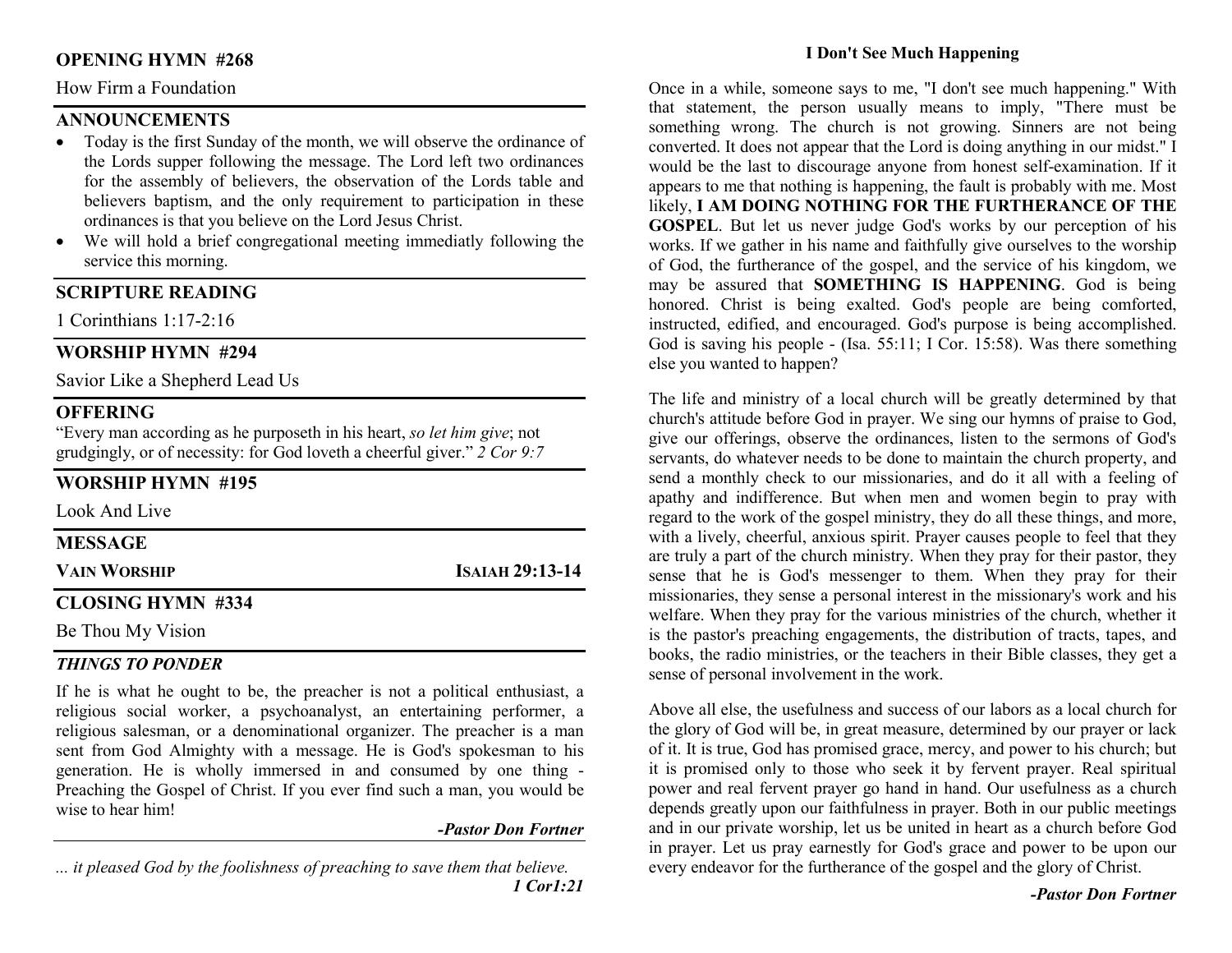## OPENING HYMN #268

How Firm a Foundation

## ANNOUNCEMENTS

- Today is the first Sunday of the month, we will observe the ordinance of the Lords supper following the message. The Lord left two ordinances for the assembly of believers, the observation of the Lords table and believers baptism, and the only requirement to participation in these ordinances is that you believe on the Lord Jesus Christ.
- We will hold a brief congregational meeting immediatly following the service this morning.

## SCRIPTURE READING

1 Corinthians 1:17-2:16

## WORSHIP HYMN #294

Savior Like a Shepherd Lead Us

## OFFERING

"Every man according as he purposeth in his heart, *so let him give*; not grudgingly, or of necessity: for God loveth a cheerful giver." *2 Cor 9:7*

## WORSHIP HYMN #195

Look And Live

## MESSAGE

**VAIN WORSHIP** **ISAIAH 29:13-14**

## CLOSING HYMN #334

Be Thou My Vision

### *THINGS TO PONDER*

If he is what he ought to be, the preacher is not a political enthusiast, a religious social worker, a psychoanalyst, an entertaining performer, a religious salesman, or a denominational organizer. The preacher is a man sent from God Almighty with a message. He is God's spokesman to his generation. He is wholly immersed in and consumed by one thing - Preaching the Gospel of Christ. If you ever find such a man, you would be wise to hear him!

***-Pastor Don Fortner***

*... it pleased God by the foolishness of preaching to save them that believe.*
***1 Cor1:21***

## I Don't See Much Happening

Once in a while, someone says to me, "I don't see much happening." With that statement, the person usually means to imply, "There must be something wrong. The church is not growing. Sinners are not being converted. It does not appear that the Lord is doing anything in our midst." I would be the last to discourage anyone from honest self-examination. If it appears to me that nothing is happening, the fault is probably with me. Most likely, **I AM DOING NOTHING FOR THE FURTHERANCE OF THE GOSPEL**. But let us never judge God's works by our perception of his works. If we gather in his name and faithfully give ourselves to the worship of God, the furtherance of the gospel, and the service of his kingdom, we may be assured that **SOMETHING IS HAPPENING**. God is being honored. Christ is being exalted. God's people are being comforted, instructed, edified, and encouraged. God's purpose is being accomplished. God is saving his people - (Isa. 55:11; I Cor. 15:58). Was there something else you wanted to happen?

The life and ministry of a local church will be greatly determined by that church's attitude before God in prayer. We sing our hymns of praise to God, give our offerings, observe the ordinances, listen to the sermons of God's servants, do whatever needs to be done to maintain the church property, and send a monthly check to our missionaries, and do it all with a feeling of apathy and indifference. But when men and women begin to pray with regard to the work of the gospel ministry, they do all these things, and more, with a lively, cheerful, anxious spirit. Prayer causes people to feel that they are truly a part of the church ministry. When they pray for their pastor, they sense that he is God's messenger to them. When they pray for their missionaries, they sense a personal interest in the missionary's work and his welfare. When they pray for the various ministries of the church, whether it is the pastor's preaching engagements, the distribution of tracts, tapes, and books, the radio ministries, or the teachers in their Bible classes, they get a sense of personal involvement in the work.

Above all else, the usefulness and success of our labors as a local church for the glory of God will be, in great measure, determined by our prayer or lack of it. It is true, God has promised grace, mercy, and power to his church; but it is promised only to those who seek it by fervent prayer. Real spiritual power and real fervent prayer go hand in hand. Our usefulness as a church depends greatly upon our faithfulness in prayer. Both in our public meetings and in our private worship, let us be united in heart as a church before God in prayer. Let us pray earnestly for God's grace and power to be upon our every endeavor for the furtherance of the gospel and the glory of Christ.

***-Pastor Don Fortner***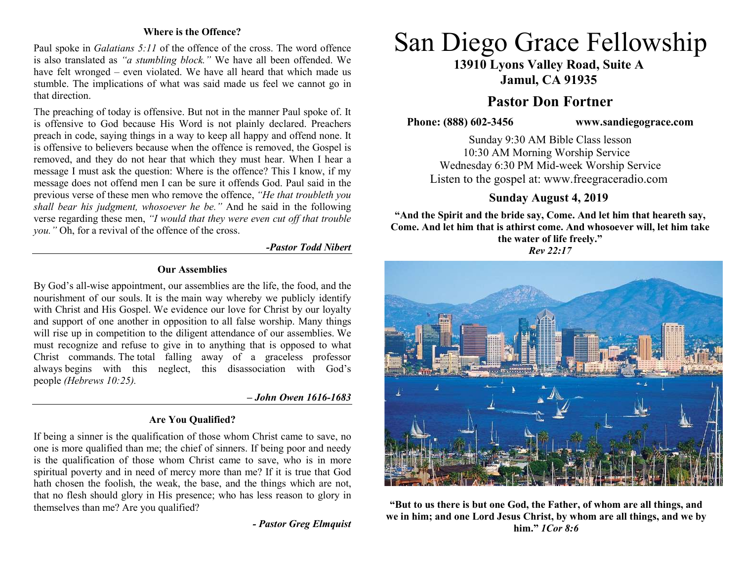### Where is the Offence?

Paul spoke in *Galatians 5:11* of the offence of the cross. The word offence is also translated as *"a stumbling block."* We have all been offended. We have felt wronged – even violated. We have all heard that which made us stumble. The implications of what was said made us feel we cannot go in that direction.

The preaching of today is offensive. But not in the manner Paul spoke of. It is offensive to God because His Word is not plainly declared. Preachers preach in code, saying things in a way to keep all happy and offend none. It is offensive to believers because when the offence is removed, the Gospel is removed, and they do not hear that which they must hear. When I hear a message I must ask the question: Where is the offence? This I know, if my message does not offend men I can be sure it offends God. Paul said in the previous verse of these men who remove the offence, *"He that troubleth you shall bear his judgment, whosoever he be."* And he said in the following verse regarding these men, *"I would that they were even cut off that trouble you."* Oh, for a revival of the offence of the cross.

***-Pastor Todd Nibert***

---

### Our Assemblies

By God's all-wise appointment, our assemblies are the life, the food, and the nourishment of our souls. It is the main way whereby we publicly identify with Christ and His Gospel. We evidence our love for Christ by our loyalty and support of one another in opposition to all false worship. Many things will rise up in competition to the diligent attendance of our assemblies. We must recognize and refuse to give in to anything that is opposed to what Christ commands. The total falling away of a graceless professor always begins with this neglect, this disassociation with God's people *(Hebrews 10:25).*

***– John Owen 1616-1683***

---

### Are You Qualified?

If being a sinner is the qualification of those whom Christ came to save, no one is more qualified than me; the chief of sinners. If being poor and needy is the qualification of those whom Christ came to save, who is in more spiritual poverty and in need of mercy more than me? If it is true that God hath chosen the foolish, the weak, the base, and the things which are not, that no flesh should glory in His presence; who has less reason to glory in themselves than me? Are you qualified?

***- Pastor Greg Elmquist***

# San Diego Grace Fellowship

**13910 Lyons Valley Road, Suite A**
**Jamul, CA 91935**

## Pastor Don Fortner

**Phone: (888) 602-3456** **www.sandiegograce.com**

Sunday 9:30 AM Bible Class lesson
10:30 AM Morning Worship Service
Wednesday 6:30 PM Mid-week Worship Service
Listen to the gospel at: www.freegraceradio.com

### Sunday August 4, 2019

**"And the Spirit and the bride say, Come. And let him that heareth say, Come. And let him that is athirst come. And whosoever will, let him take the water of life freely."**
***Rev 22:17***

**"But to us there is but one God, the Father, of whom are all things, and we in him; and one Lord Jesus Christ, by whom are all things, and we by him."** ***1Cor 8:6***